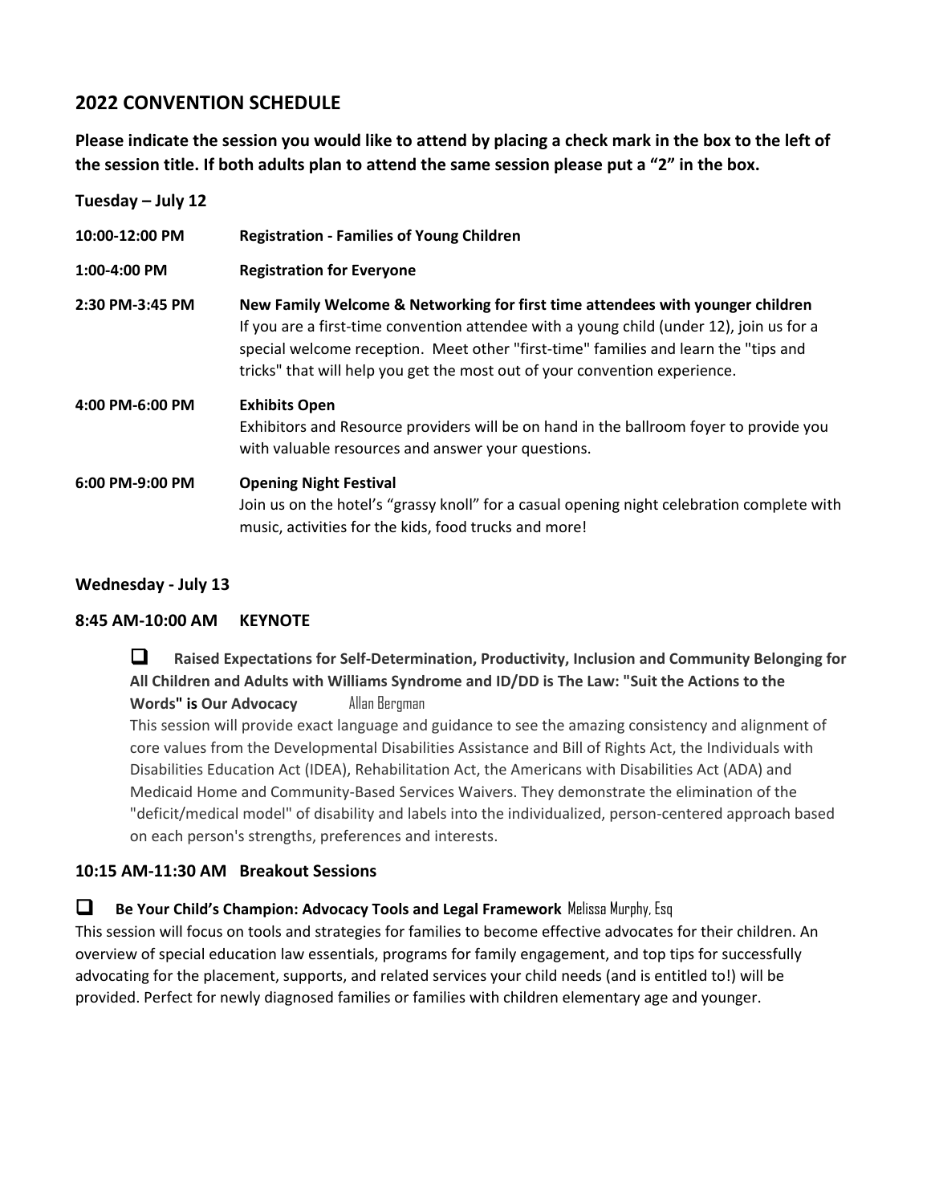## 2022 CONVENTION SCHEDULE

**Please indicate the session you would like to attend by placing a check mark in the box to the left of the session title. If both adults plan to attend the same session please put a "2" in the box.**

### Tuesday – July 12

**10:00-12:00 PM** **Registration - Families of Young Children**

**1:00-4:00 PM** **Registration for Everyone**

**2:30 PM-3:45 PM** **New Family Welcome & Networking for first time attendees with younger children**
If you are a first-time convention attendee with a young child (under 12), join us for a special welcome reception. Meet other "first-time" families and learn the "tips and tricks" that will help you get the most out of your convention experience.

**4:00 PM-6:00 PM** **Exhibits Open**
Exhibitors and Resource providers will be on hand in the ballroom foyer to provide you with valuable resources and answer your questions.

**6:00 PM-9:00 PM** **Opening Night Festival**
Join us on the hotel's "grassy knoll" for a casual opening night celebration complete with music, activities for the kids, food trucks and more!

### Wednesday - July 13

#### 8:45 AM-10:00 AM KEYNOTE

☐ **Raised Expectations for Self-Determination, Productivity, Inclusion and Community Belonging for All Children and Adults with Williams Syndrome and ID/DD is The Law: "Suit the Actions to the Words" is Our Advocacy** Allan Bergman

This session will provide exact language and guidance to see the amazing consistency and alignment of core values from the Developmental Disabilities Assistance and Bill of Rights Act, the Individuals with Disabilities Education Act (IDEA), Rehabilitation Act, the Americans with Disabilities Act (ADA) and Medicaid Home and Community-Based Services Waivers. They demonstrate the elimination of the "deficit/medical model" of disability and labels into the individualized, person-centered approach based on each person's strengths, preferences and interests.

#### 10:15 AM-11:30 AM Breakout Sessions

☐ **Be Your Child's Champion: Advocacy Tools and Legal Framework** Melissa Murphy, Esq

This session will focus on tools and strategies for families to become effective advocates for their children. An overview of special education law essentials, programs for family engagement, and top tips for successfully advocating for the placement, supports, and related services your child needs (and is entitled to!) will be provided. Perfect for newly diagnosed families or families with children elementary age and younger.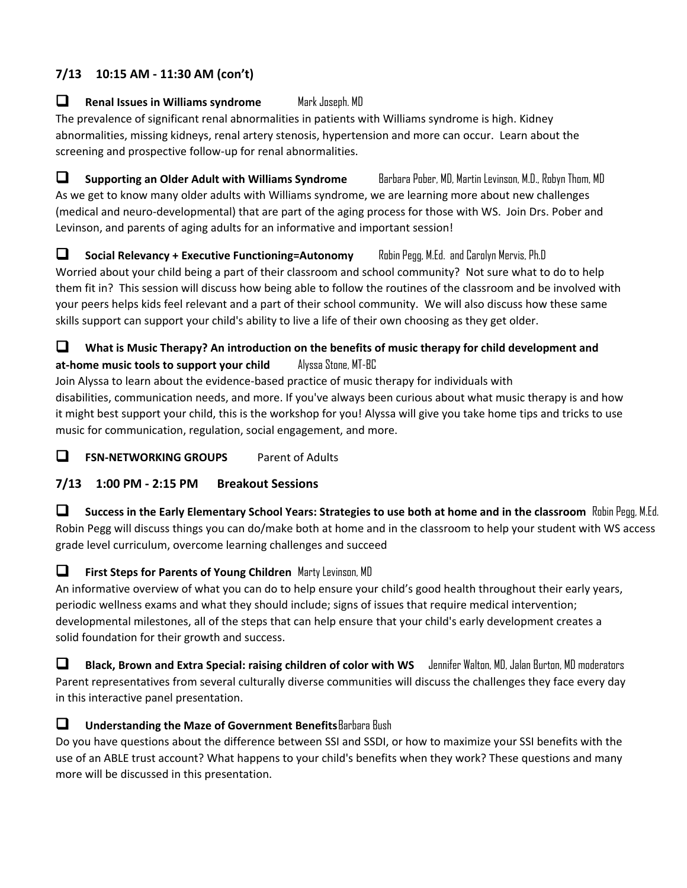## 7/13 10:15 AM - 11:30 AM (con't)

- [ ] **Renal Issues in Williams syndrome** Mark Joseph, MD

The prevalence of significant renal abnormalities in patients with Williams syndrome is high. Kidney abnormalities, missing kidneys, renal artery stenosis, hypertension and more can occur. Learn about the screening and prospective follow-up for renal abnormalities.

- [ ] **Supporting an Older Adult with Williams Syndrome** Barbara Pober, MD, Martin Levinson, M.D., Robyn Thom, MD

As we get to know many older adults with Williams syndrome, we are learning more about new challenges (medical and neuro-developmental) that are part of the aging process for those with WS. Join Drs. Pober and Levinson, and parents of aging adults for an informative and important session!

- [ ] **Social Relevancy + Executive Functioning=Autonomy** Robin Pegg, M.Ed. and Carolyn Mervis, Ph.D

Worried about your child being a part of their classroom and school community? Not sure what to do to help them fit in? This session will discuss how being able to follow the routines of the classroom and be involved with your peers helps kids feel relevant and a part of their school community. We will also discuss how these same skills support can support your child's ability to live a life of their own choosing as they get older.

- [ ] **What is Music Therapy? An introduction on the benefits of music therapy for child development and at-home music tools to support your child** Alyssa Stone, MT-BC

Join Alyssa to learn about the evidence-based practice of music therapy for individuals with disabilities, communication needs, and more. If you've always been curious about what music therapy is and how it might best support your child, this is the workshop for you! Alyssa will give you take home tips and tricks to use music for communication, regulation, social engagement, and more.

- [ ] **FSN-NETWORKING GROUPS** Parent of Adults

## 7/13 1:00 PM - 2:15 PM Breakout Sessions

- [ ] **Success in the Early Elementary School Years: Strategies to use both at home and in the classroom** Robin Pegg, M.Ed.

Robin Pegg will discuss things you can do/make both at home and in the classroom to help your student with WS access grade level curriculum, overcome learning challenges and succeed

- [ ] **First Steps for Parents of Young Children** Marty Levinson, MD

An informative overview of what you can do to help ensure your child's good health throughout their early years, periodic wellness exams and what they should include; signs of issues that require medical intervention; developmental milestones, all of the steps that can help ensure that your child's early development creates a solid foundation for their growth and success.

- [ ] **Black, Brown and Extra Special: raising children of color with WS** Jennifer Walton, MD, Jalan Burton, MD moderators

Parent representatives from several culturally diverse communities will discuss the challenges they face every day in this interactive panel presentation.

- [ ] **Understanding the Maze of Government Benefits** Barbara Bush

Do you have questions about the difference between SSI and SSDI, or how to maximize your SSI benefits with the use of an ABLE trust account? What happens to your child's benefits when they work? These questions and many more will be discussed in this presentation.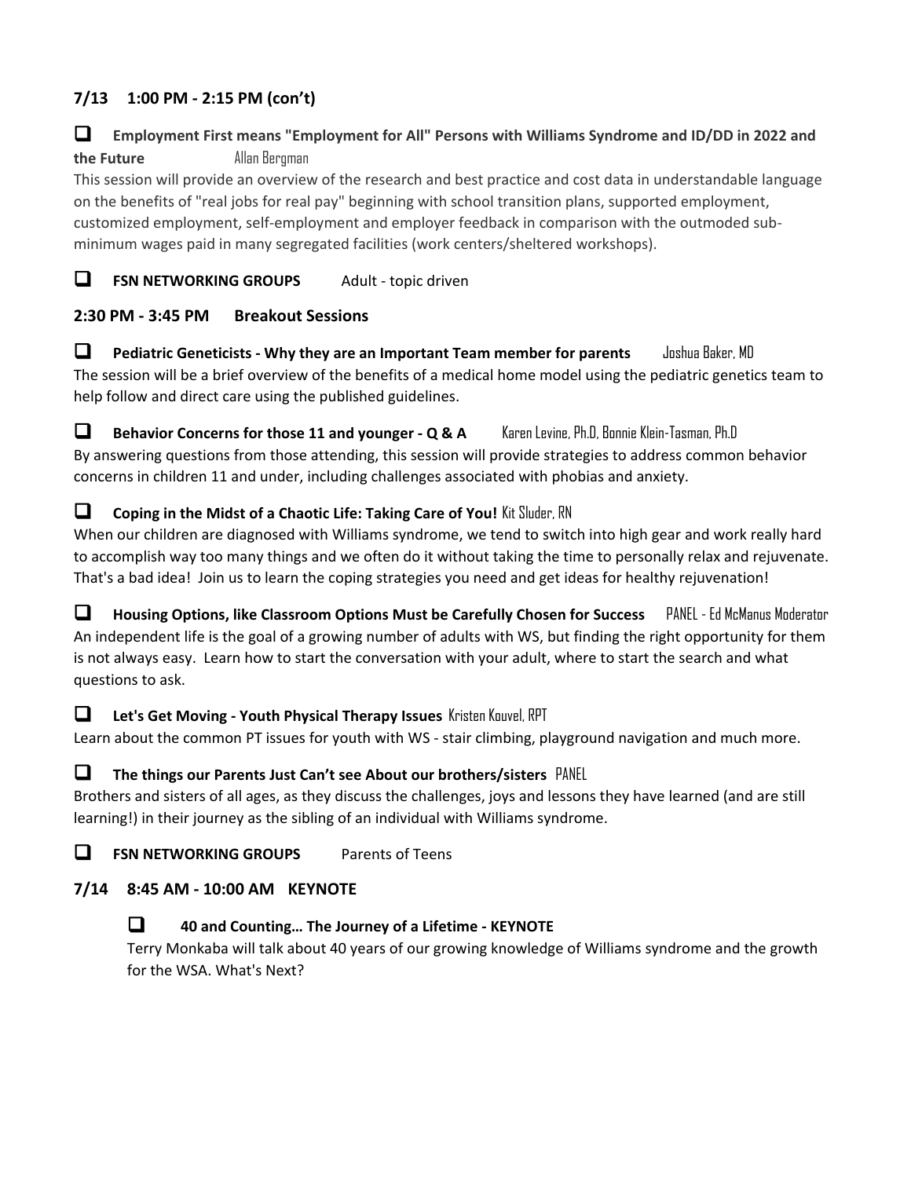## 7/13 1:00 PM - 2:15 PM (con't)

- [ ] **Employment First means "Employment for All" Persons with Williams Syndrome and ID/DD in 2022 and the Future** Allan Bergman

This session will provide an overview of the research and best practice and cost data in understandable language on the benefits of "real jobs for real pay" beginning with school transition plans, supported employment, customized employment, self-employment and employer feedback in comparison with the outmoded sub-minimum wages paid in many segregated facilities (work centers/sheltered workshops).

- [ ] **FSN NETWORKING GROUPS** Adult - topic driven

## 2:30 PM - 3:45 PM Breakout Sessions

- [ ] **Pediatric Geneticists - Why they are an Important Team member for parents** Joshua Baker, MD

The session will be a brief overview of the benefits of a medical home model using the pediatric genetics team to help follow and direct care using the published guidelines.

- [ ] **Behavior Concerns for those 11 and younger - Q & A** Karen Levine, Ph.D, Bonnie Klein-Tasman, Ph.D

By answering questions from those attending, this session will provide strategies to address common behavior concerns in children 11 and under, including challenges associated with phobias and anxiety.

- [ ] **Coping in the Midst of a Chaotic Life: Taking Care of You!** Kit Sluder, RN

When our children are diagnosed with Williams syndrome, we tend to switch into high gear and work really hard to accomplish way too many things and we often do it without taking the time to personally relax and rejuvenate. That's a bad idea! Join us to learn the coping strategies you need and get ideas for healthy rejuvenation!

- [ ] **Housing Options, like Classroom Options Must be Carefully Chosen for Success** PANEL - Ed McManus Moderator

An independent life is the goal of a growing number of adults with WS, but finding the right opportunity for them is not always easy. Learn how to start the conversation with your adult, where to start the search and what questions to ask.

- [ ] **Let's Get Moving - Youth Physical Therapy Issues** Kristen Kouvel, RPT

Learn about the common PT issues for youth with WS - stair climbing, playground navigation and much more.

- [ ] **The things our Parents Just Can't see About our brothers/sisters** PANEL

Brothers and sisters of all ages, as they discuss the challenges, joys and lessons they have learned (and are still learning!) in their journey as the sibling of an individual with Williams syndrome.

- [ ] **FSN NETWORKING GROUPS** Parents of Teens

## 7/14 8:45 AM - 10:00 AM KEYNOTE

- [ ] **40 and Counting… The Journey of a Lifetime - KEYNOTE**

Terry Monkaba will talk about 40 years of our growing knowledge of Williams syndrome and the growth for the WSA. What's Next?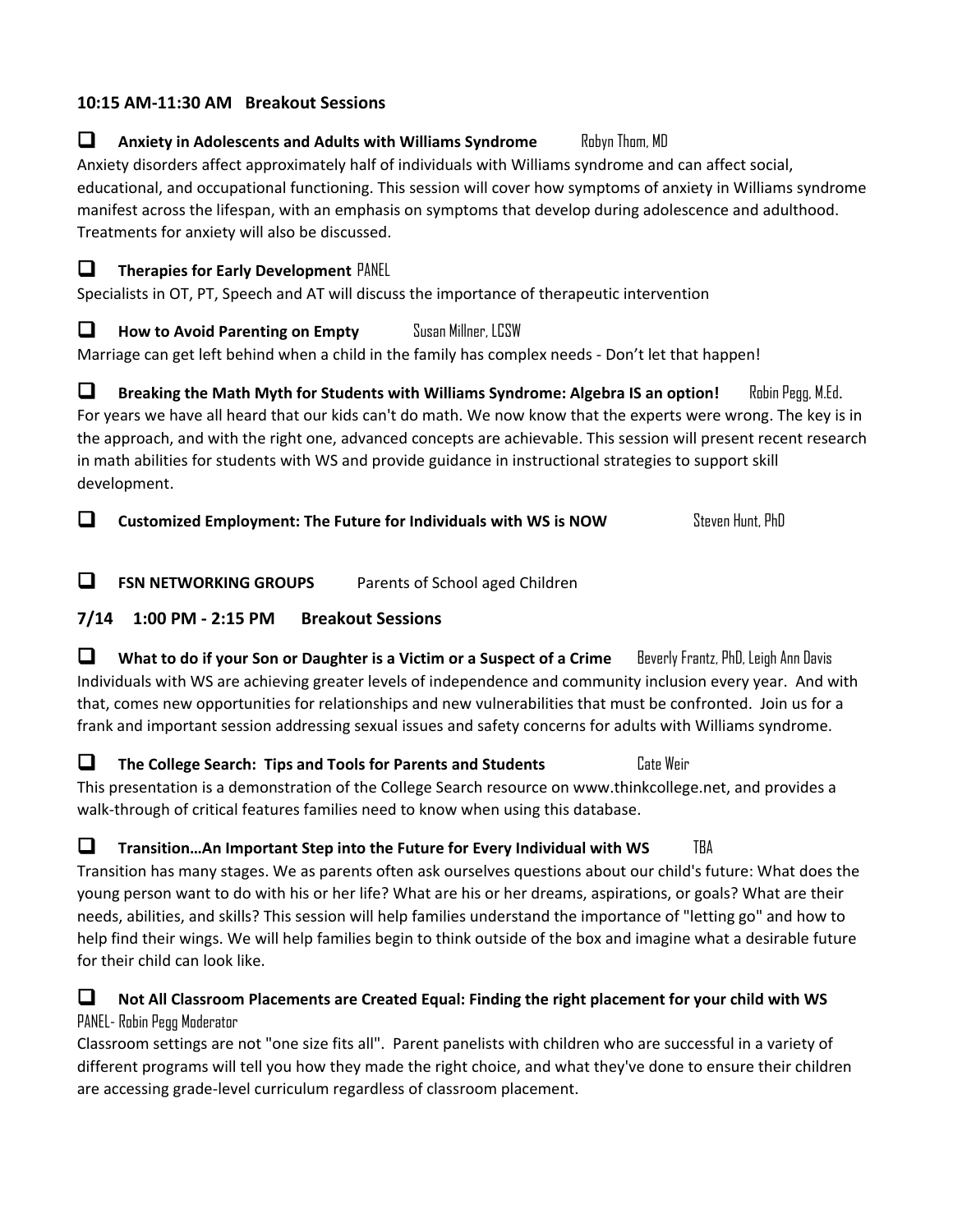### 10:15 AM-11:30 AM Breakout Sessions

- [ ] **Anxiety in Adolescents and Adults with Williams Syndrome** Robyn Thom, MD

Anxiety disorders affect approximately half of individuals with Williams syndrome and can affect social, educational, and occupational functioning. This session will cover how symptoms of anxiety in Williams syndrome manifest across the lifespan, with an emphasis on symptoms that develop during adolescence and adulthood. Treatments for anxiety will also be discussed.

- [ ] **Therapies for Early Development** PANEL

Specialists in OT, PT, Speech and AT will discuss the importance of therapeutic intervention

- [ ] **How to Avoid Parenting on Empty** Susan Millner, LCSW

Marriage can get left behind when a child in the family has complex needs - Don't let that happen!

- [ ] **Breaking the Math Myth for Students with Williams Syndrome: Algebra IS an option!** Robin Pegg, M.Ed.

For years we have all heard that our kids can't do math. We now know that the experts were wrong. The key is in the approach, and with the right one, advanced concepts are achievable. This session will present recent research in math abilities for students with WS and provide guidance in instructional strategies to support skill development.

- [ ] **Customized Employment: The Future for Individuals with WS is NOW** Steven Hunt, PhD

- [ ] **FSN NETWORKING GROUPS** Parents of School aged Children

### 7/14 1:00 PM - 2:15 PM Breakout Sessions

- [ ] **What to do if your Son or Daughter is a Victim or a Suspect of a Crime** Beverly Frantz, PhD, Leigh Ann Davis

Individuals with WS are achieving greater levels of independence and community inclusion every year. And with that, comes new opportunities for relationships and new vulnerabilities that must be confronted. Join us for a frank and important session addressing sexual issues and safety concerns for adults with Williams syndrome.

- [ ] **The College Search: Tips and Tools for Parents and Students** Cate Weir

This presentation is a demonstration of the College Search resource on www.thinkcollege.net, and provides a walk-through of critical features families need to know when using this database.

- [ ] **Transition…An Important Step into the Future for Every Individual with WS** TBA

Transition has many stages. We as parents often ask ourselves questions about our child's future: What does the young person want to do with his or her life? What are his or her dreams, aspirations, or goals? What are their needs, abilities, and skills? This session will help families understand the importance of "letting go" and how to help find their wings. We will help families begin to think outside of the box and imagine what a desirable future for their child can look like.

- [ ] **Not All Classroom Placements are Created Equal: Finding the right placement for your child with WS**

PANEL- Robin Pegg Moderator

Classroom settings are not "one size fits all". Parent panelists with children who are successful in a variety of different programs will tell you how they made the right choice, and what they've done to ensure their children are accessing grade-level curriculum regardless of classroom placement.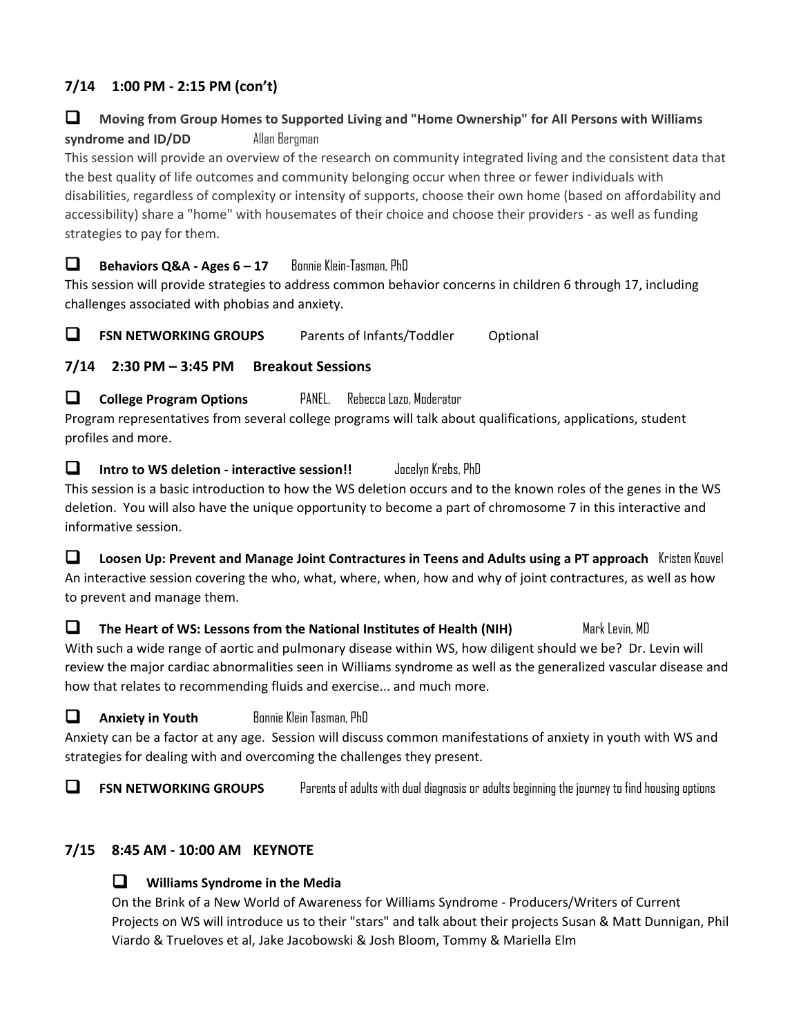## 7/14 1:00 PM - 2:15 PM (con't)

- [ ] **Moving from Group Homes to Supported Living and "Home Ownership" for All Persons with Williams syndrome and ID/DD** Allan Bergman

This session will provide an overview of the research on community integrated living and the consistent data that the best quality of life outcomes and community belonging occur when three or fewer individuals with disabilities, regardless of complexity or intensity of supports, choose their own home (based on affordability and accessibility) share a "home" with housemates of their choice and choose their providers - as well as funding strategies to pay for them.

- [ ] **Behaviors Q&A - Ages 6 – 17** Bonnie Klein-Tasman, PhD

This session will provide strategies to address common behavior concerns in children 6 through 17, including challenges associated with phobias and anxiety.

- [ ] **FSN NETWORKING GROUPS** Parents of Infants/Toddler Optional

## 7/14 2:30 PM – 3:45 PM Breakout Sessions

- [ ] **College Program Options** PANEL, Rebecca Lazo, Moderator

Program representatives from several college programs will talk about qualifications, applications, student profiles and more.

- [ ] **Intro to WS deletion - interactive session!!** Jocelyn Krebs, PhD

This session is a basic introduction to how the WS deletion occurs and to the known roles of the genes in the WS deletion. You will also have the unique opportunity to become a part of chromosome 7 in this interactive and informative session.

- [ ] **Loosen Up: Prevent and Manage Joint Contractures in Teens and Adults using a PT approach** Kristen Kouvel

An interactive session covering the who, what, where, when, how and why of joint contractures, as well as how to prevent and manage them.

- [ ] **The Heart of WS: Lessons from the National Institutes of Health (NIH)** Mark Levin, MD

With such a wide range of aortic and pulmonary disease within WS, how diligent should we be? Dr. Levin will review the major cardiac abnormalities seen in Williams syndrome as well as the generalized vascular disease and how that relates to recommending fluids and exercise... and much more.

- [ ] **Anxiety in Youth** Bonnie Klein Tasman, PhD

Anxiety can be a factor at any age. Session will discuss common manifestations of anxiety in youth with WS and strategies for dealing with and overcoming the challenges they present.

- [ ] **FSN NETWORKING GROUPS** Parents of adults with dual diagnosis or adults beginning the journey to find housing options

## 7/15 8:45 AM - 10:00 AM KEYNOTE

- [ ] **Williams Syndrome in the Media**

On the Brink of a New World of Awareness for Williams Syndrome - Producers/Writers of Current Projects on WS will introduce us to their "stars" and talk about their projects Susan & Matt Dunnigan, Phil Viardo & Trueloves et al, Jake Jacobowski & Josh Bloom, Tommy & Mariella Elm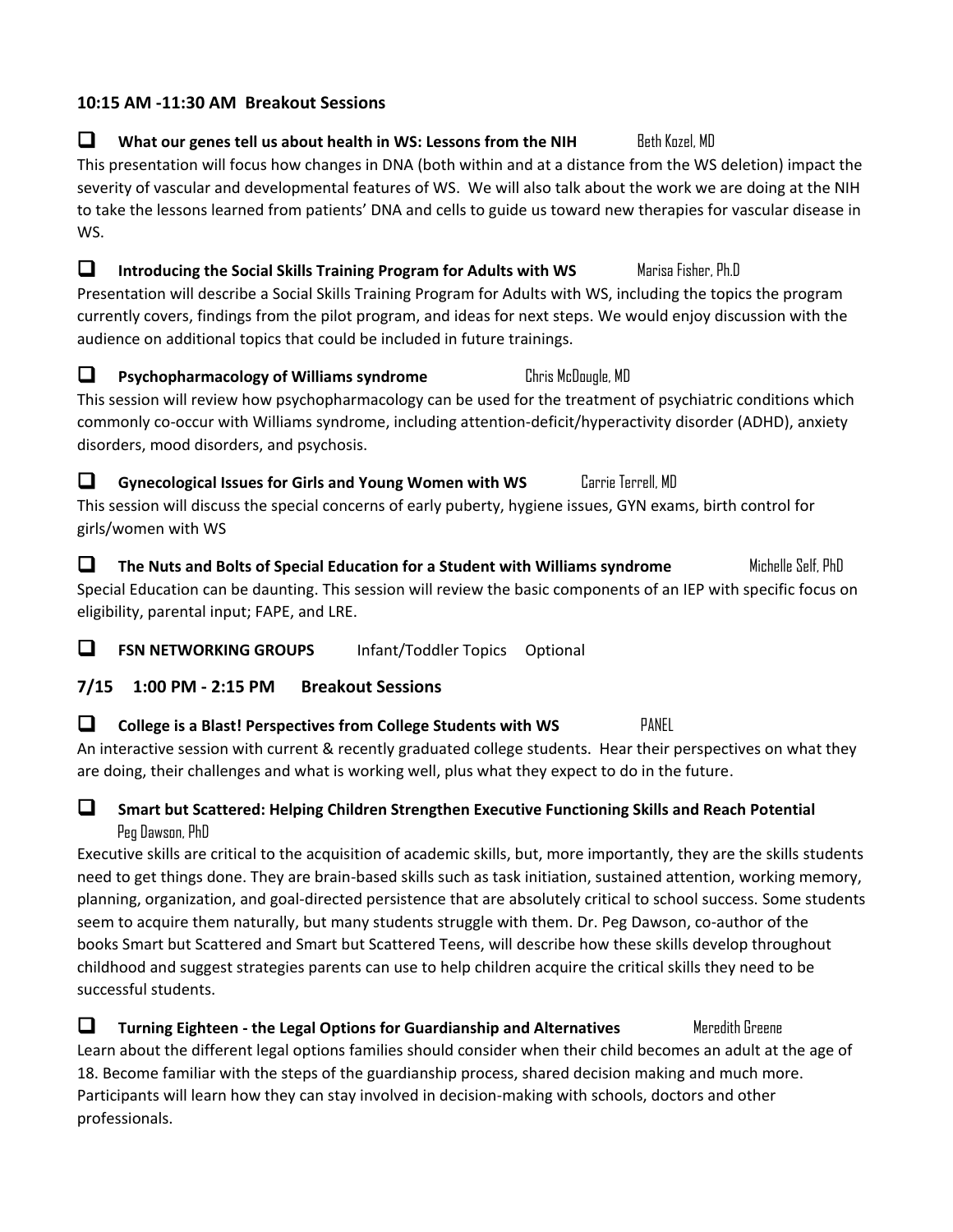## 10:15 AM -11:30 AM  Breakout Sessions

- [ ] **What our genes tell us about health in WS: Lessons from the NIH** — Beth Kozel, MD

This presentation will focus how changes in DNA (both within and at a distance from the WS deletion) impact the severity of vascular and developmental features of WS. We will also talk about the work we are doing at the NIH to take the lessons learned from patients' DNA and cells to guide us toward new therapies for vascular disease in WS.

- [ ] **Introducing the Social Skills Training Program for Adults with WS** — Marisa Fisher, Ph.D

Presentation will describe a Social Skills Training Program for Adults with WS, including the topics the program currently covers, findings from the pilot program, and ideas for next steps. We would enjoy discussion with the audience on additional topics that could be included in future trainings.

- [ ] **Psychopharmacology of Williams syndrome** — Chris McDougle, MD

This session will review how psychopharmacology can be used for the treatment of psychiatric conditions which commonly co-occur with Williams syndrome, including attention-deficit/hyperactivity disorder (ADHD), anxiety disorders, mood disorders, and psychosis.

- [ ] **Gynecological Issues for Girls and Young Women with WS** — Carrie Terrell, MD

This session will discuss the special concerns of early puberty, hygiene issues, GYN exams, birth control for girls/women with WS

- [ ] **The Nuts and Bolts of Special Education for a Student with Williams syndrome** — Michelle Self, PhD

Special Education can be daunting. This session will review the basic components of an IEP with specific focus on eligibility, parental input; FAPE, and LRE.

- [ ] **FSN NETWORKING GROUPS** Infant/Toddler Topics Optional

## 7/15 1:00 PM - 2:15 PM Breakout Sessions

- [ ] **College is a Blast! Perspectives from College Students with WS** — PANEL

An interactive session with current & recently graduated college students. Hear their perspectives on what they are doing, their challenges and what is working well, plus what they expect to do in the future.

- [ ] **Smart but Scattered: Helping Children Strengthen Executive Functioning Skills and Reach Potential** — Peg Dawson, PhD

Executive skills are critical to the acquisition of academic skills, but, more importantly, they are the skills students need to get things done. They are brain-based skills such as task initiation, sustained attention, working memory, planning, organization, and goal-directed persistence that are absolutely critical to school success. Some students seem to acquire them naturally, but many students struggle with them. Dr. Peg Dawson, co-author of the books Smart but Scattered and Smart but Scattered Teens, will describe how these skills develop throughout childhood and suggest strategies parents can use to help children acquire the critical skills they need to be successful students.

- [ ] **Turning Eighteen - the Legal Options for Guardianship and Alternatives** — Meredith Greene

Learn about the different legal options families should consider when their child becomes an adult at the age of 18. Become familiar with the steps of the guardianship process, shared decision making and much more. Participants will learn how they can stay involved in decision-making with schools, doctors and other professionals.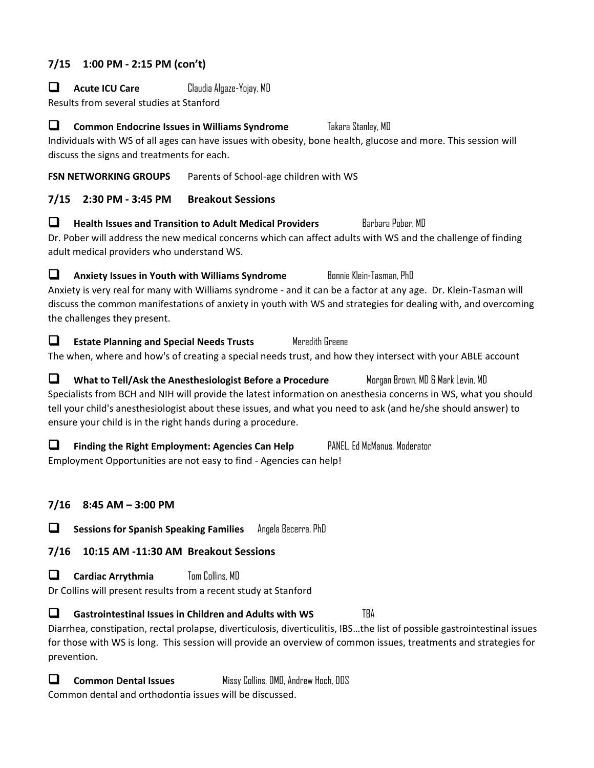## 7/15 1:00 PM - 2:15 PM (con't)

- [ ] **Acute ICU Care** Claudia Algaze-Yojay, MD

Results from several studies at Stanford

- [ ] **Common Endocrine Issues in Williams Syndrome** Takara Stanley, MD

Individuals with WS of all ages can have issues with obesity, bone health, glucose and more. This session will discuss the signs and treatments for each.

**FSN NETWORKING GROUPS** Parents of School-age children with WS

## 7/15 2:30 PM - 3:45 PM Breakout Sessions

- [ ] **Health Issues and Transition to Adult Medical Providers** Barbara Pober, MD

Dr. Pober will address the new medical concerns which can affect adults with WS and the challenge of finding adult medical providers who understand WS.

- [ ] **Anxiety Issues in Youth with Williams Syndrome** Bonnie Klein-Tasman, PhD

Anxiety is very real for many with Williams syndrome - and it can be a factor at any age. Dr. Klein-Tasman will discuss the common manifestations of anxiety in youth with WS and strategies for dealing with, and overcoming the challenges they present.

- [ ] **Estate Planning and Special Needs Trusts** Meredith Greene

The when, where and how's of creating a special needs trust, and how they intersect with your ABLE account

- [ ] **What to Tell/Ask the Anesthesiologist Before a Procedure** Morgan Brown, MD & Mark Levin, MD

Specialists from BCH and NIH will provide the latest information on anesthesia concerns in WS, what you should tell your child's anesthesiologist about these issues, and what you need to ask (and he/she should answer) to ensure your child is in the right hands during a procedure.

- [ ] **Finding the Right Employment: Agencies Can Help** PANEL, Ed McManus, Moderator

Employment Opportunities are not easy to find - Agencies can help!

## 7/16 8:45 AM – 3:00 PM

- [ ] **Sessions for Spanish Speaking Families** Angela Becerra, PhD

## 7/16 10:15 AM -11:30 AM Breakout Sessions

- [ ] **Cardiac Arrythmia** Tom Collins, MD

Dr Collins will present results from a recent study at Stanford

- [ ] **Gastrointestinal Issues in Children and Adults with WS** TBA

Diarrhea, constipation, rectal prolapse, diverticulosis, diverticulitis, IBS…the list of possible gastrointestinal issues for those with WS is long. This session will provide an overview of common issues, treatments and strategies for prevention.

- [ ] **Common Dental Issues** Missy Collins, DMD, Andrew Hoch, DDS

Common dental and orthodontia issues will be discussed.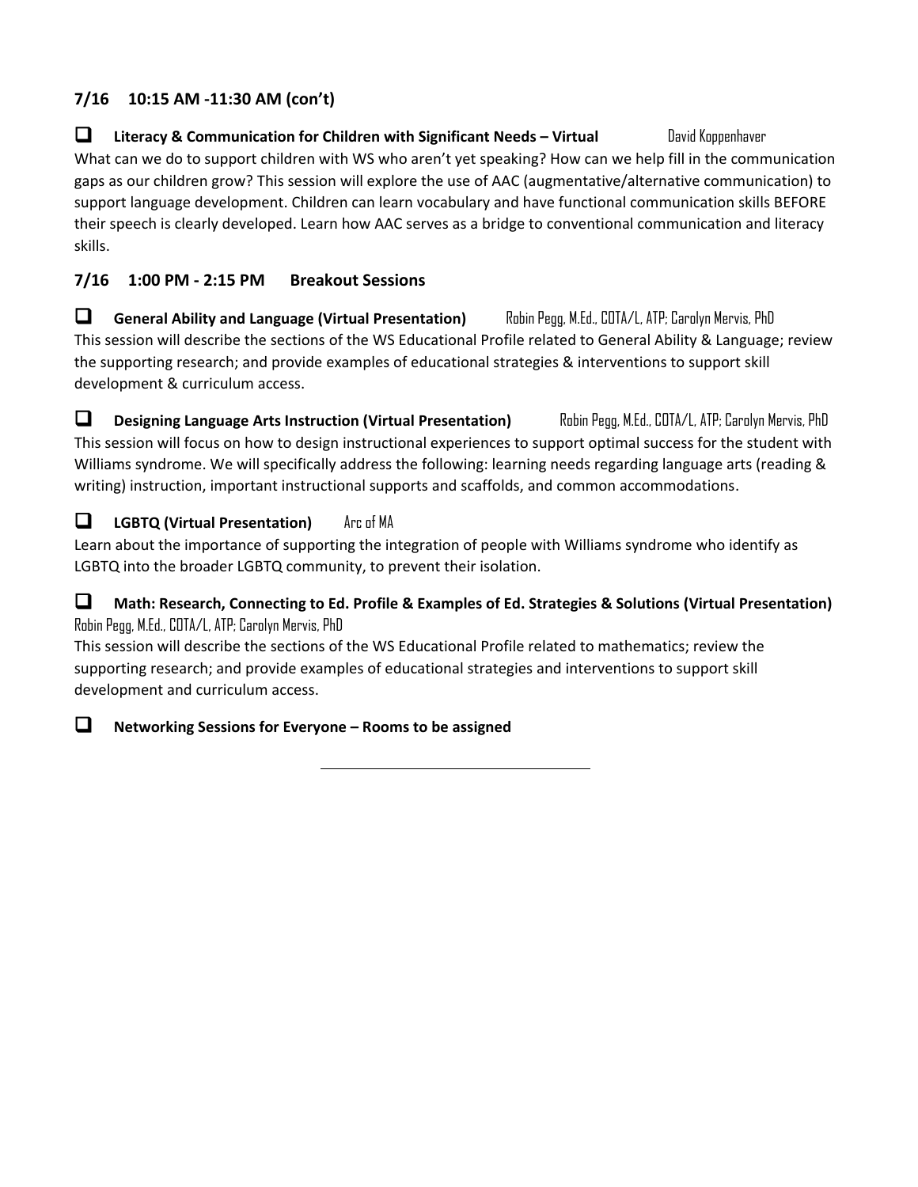### 7/16 10:15 AM -11:30 AM (con't)

- [ ] **Literacy & Communication for Children with Significant Needs – Virtual** David Koppenhaver

What can we do to support children with WS who aren't yet speaking? How can we help fill in the communication gaps as our children grow? This session will explore the use of AAC (augmentative/alternative communication) to support language development. Children can learn vocabulary and have functional communication skills BEFORE their speech is clearly developed. Learn how AAC serves as a bridge to conventional communication and literacy skills.

### 7/16 1:00 PM - 2:15 PM Breakout Sessions

- [ ] **General Ability and Language (Virtual Presentation)** Robin Pegg, M.Ed., COTA/L, ATP; Carolyn Mervis, PhD

This session will describe the sections of the WS Educational Profile related to General Ability & Language; review the supporting research; and provide examples of educational strategies & interventions to support skill development & curriculum access.

- [ ] **Designing Language Arts Instruction (Virtual Presentation)** Robin Pegg, M.Ed., COTA/L, ATP; Carolyn Mervis, PhD

This session will focus on how to design instructional experiences to support optimal success for the student with Williams syndrome. We will specifically address the following: learning needs regarding language arts (reading & writing) instruction, important instructional supports and scaffolds, and common accommodations.

- [ ] **LGBTQ (Virtual Presentation)** Arc of MA

Learn about the importance of supporting the integration of people with Williams syndrome who identify as LGBTQ into the broader LGBTQ community, to prevent their isolation.

- [ ] **Math: Research, Connecting to Ed. Profile & Examples of Ed. Strategies & Solutions (Virtual Presentation)** Robin Pegg, M.Ed., COTA/L, ATP; Carolyn Mervis, PhD

This session will describe the sections of the WS Educational Profile related to mathematics; review the supporting research; and provide examples of educational strategies and interventions to support skill development and curriculum access.

- [ ] **Networking Sessions for Everyone – Rooms to be assigned**